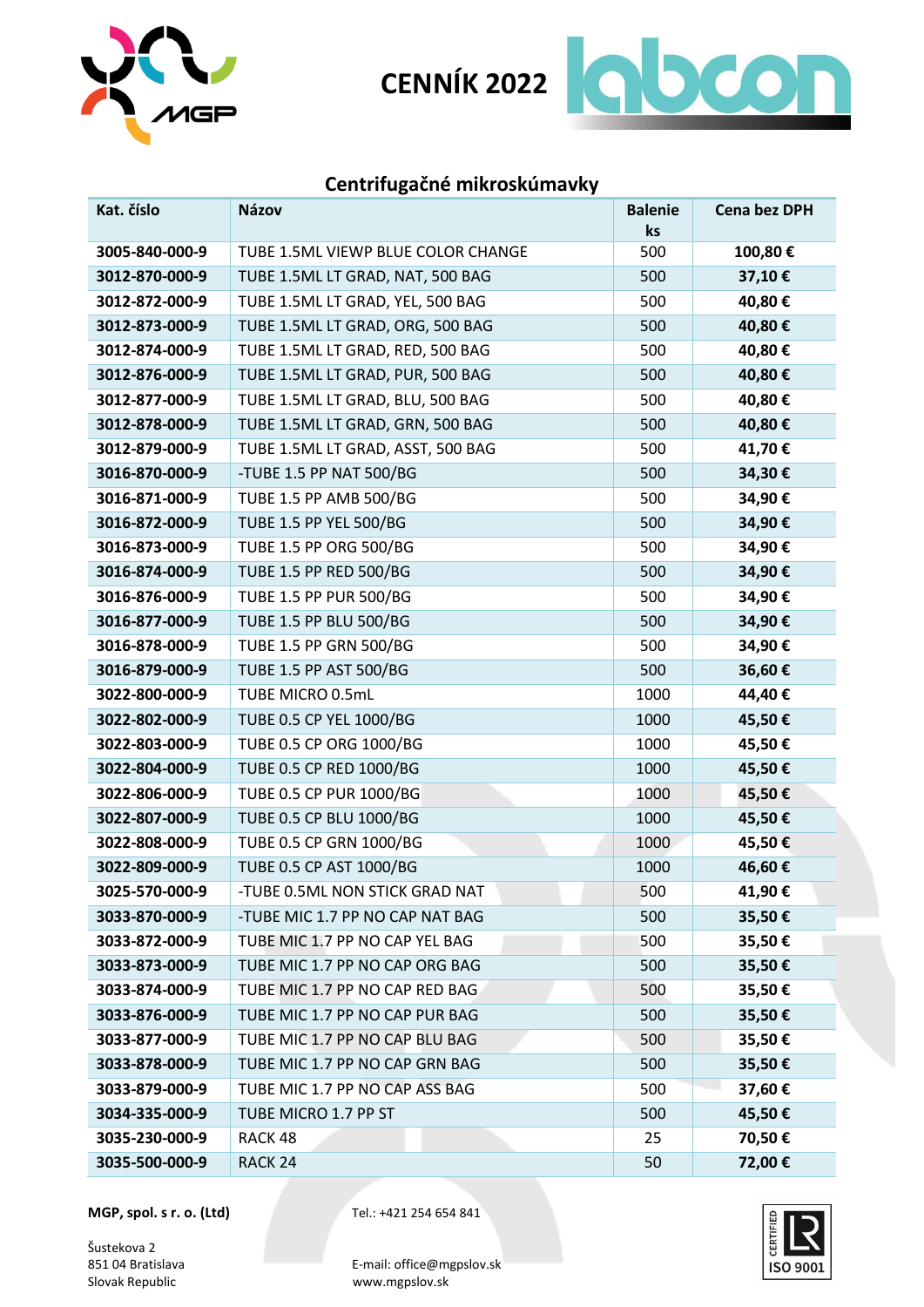# CENNÍK 2022

## Centrifugačné mikroskúmavky

| Kat. číslo | Názov | Balenie ks | Cena bez DPH |
|---|---|---|---|
| **3005-840-000-9** | TUBE 1.5ML VIEWP BLUE COLOR CHANGE | 500 | **100,80 €** |
| **3012-870-000-9** | TUBE 1.5ML LT GRAD, NAT, 500 BAG | 500 | **37,10 €** |
| **3012-872-000-9** | TUBE 1.5ML LT GRAD, YEL, 500 BAG | 500 | **40,80 €** |
| **3012-873-000-9** | TUBE 1.5ML LT GRAD, ORG, 500 BAG | 500 | **40,80 €** |
| **3012-874-000-9** | TUBE 1.5ML LT GRAD, RED, 500 BAG | 500 | **40,80 €** |
| **3012-876-000-9** | TUBE 1.5ML LT GRAD, PUR, 500 BAG | 500 | **40,80 €** |
| **3012-877-000-9** | TUBE 1.5ML LT GRAD, BLU, 500 BAG | 500 | **40,80 €** |
| **3012-878-000-9** | TUBE 1.5ML LT GRAD, GRN, 500 BAG | 500 | **40,80 €** |
| **3012-879-000-9** | TUBE 1.5ML LT GRAD, ASST, 500 BAG | 500 | **41,70 €** |
| **3016-870-000-9** | -TUBE 1.5 PP NAT 500/BG | 500 | **34,30 €** |
| **3016-871-000-9** | TUBE 1.5 PP AMB 500/BG | 500 | **34,90 €** |
| **3016-872-000-9** | TUBE 1.5 PP YEL 500/BG | 500 | **34,90 €** |
| **3016-873-000-9** | TUBE 1.5 PP ORG 500/BG | 500 | **34,90 €** |
| **3016-874-000-9** | TUBE 1.5 PP RED 500/BG | 500 | **34,90 €** |
| **3016-876-000-9** | TUBE 1.5 PP PUR 500/BG | 500 | **34,90 €** |
| **3016-877-000-9** | TUBE 1.5 PP BLU 500/BG | 500 | **34,90 €** |
| **3016-878-000-9** | TUBE 1.5 PP GRN 500/BG | 500 | **34,90 €** |
| **3016-879-000-9** | TUBE 1.5 PP AST 500/BG | 500 | **36,60 €** |
| **3022-800-000-9** | TUBE MICRO 0.5mL | 1000 | **44,40 €** |
| **3022-802-000-9** | TUBE 0.5 CP YEL 1000/BG | 1000 | **45,50 €** |
| **3022-803-000-9** | TUBE 0.5 CP ORG 1000/BG | 1000 | **45,50 €** |
| **3022-804-000-9** | TUBE 0.5 CP RED 1000/BG | 1000 | **45,50 €** |
| **3022-806-000-9** | TUBE 0.5 CP PUR 1000/BG | 1000 | **45,50 €** |
| **3022-807-000-9** | TUBE 0.5 CP BLU 1000/BG | 1000 | **45,50 €** |
| **3022-808-000-9** | TUBE 0.5 CP GRN 1000/BG | 1000 | **45,50 €** |
| **3022-809-000-9** | TUBE 0.5 CP AST 1000/BG | 1000 | **46,60 €** |
| **3025-570-000-9** | -TUBE 0.5ML NON STICK GRAD NAT | 500 | **41,90 €** |
| **3033-870-000-9** | -TUBE MIC 1.7 PP NO CAP NAT BAG | 500 | **35,50 €** |
| **3033-872-000-9** | TUBE MIC 1.7 PP NO CAP YEL BAG | 500 | **35,50 €** |
| **3033-873-000-9** | TUBE MIC 1.7 PP NO CAP ORG BAG | 500 | **35,50 €** |
| **3033-874-000-9** | TUBE MIC 1.7 PP NO CAP RED BAG | 500 | **35,50 €** |
| **3033-876-000-9** | TUBE MIC 1.7 PP NO CAP PUR BAG | 500 | **35,50 €** |
| **3033-877-000-9** | TUBE MIC 1.7 PP NO CAP BLU BAG | 500 | **35,50 €** |
| **3033-878-000-9** | TUBE MIC 1.7 PP NO CAP GRN BAG | 500 | **35,50 €** |
| **3033-879-000-9** | TUBE MIC 1.7 PP NO CAP ASS BAG | 500 | **37,60 €** |
| **3034-335-000-9** | TUBE MICRO 1.7 PP ST | 500 | **45,50 €** |
| **3035-230-000-9** | RACK 48 | 25 | **70,50 €** |
| **3035-500-000-9** | RACK 24 | 50 | **72,00 €** |

**MGP, spol. s r. o. (Ltd)**

Šustekova 2
851 04 Bratislava
Slovak Republic

Tel.: +421 254 654 841

E-mail: office@mgpslov.sk
www.mgpslov.sk

CERTIFIED ISO 9001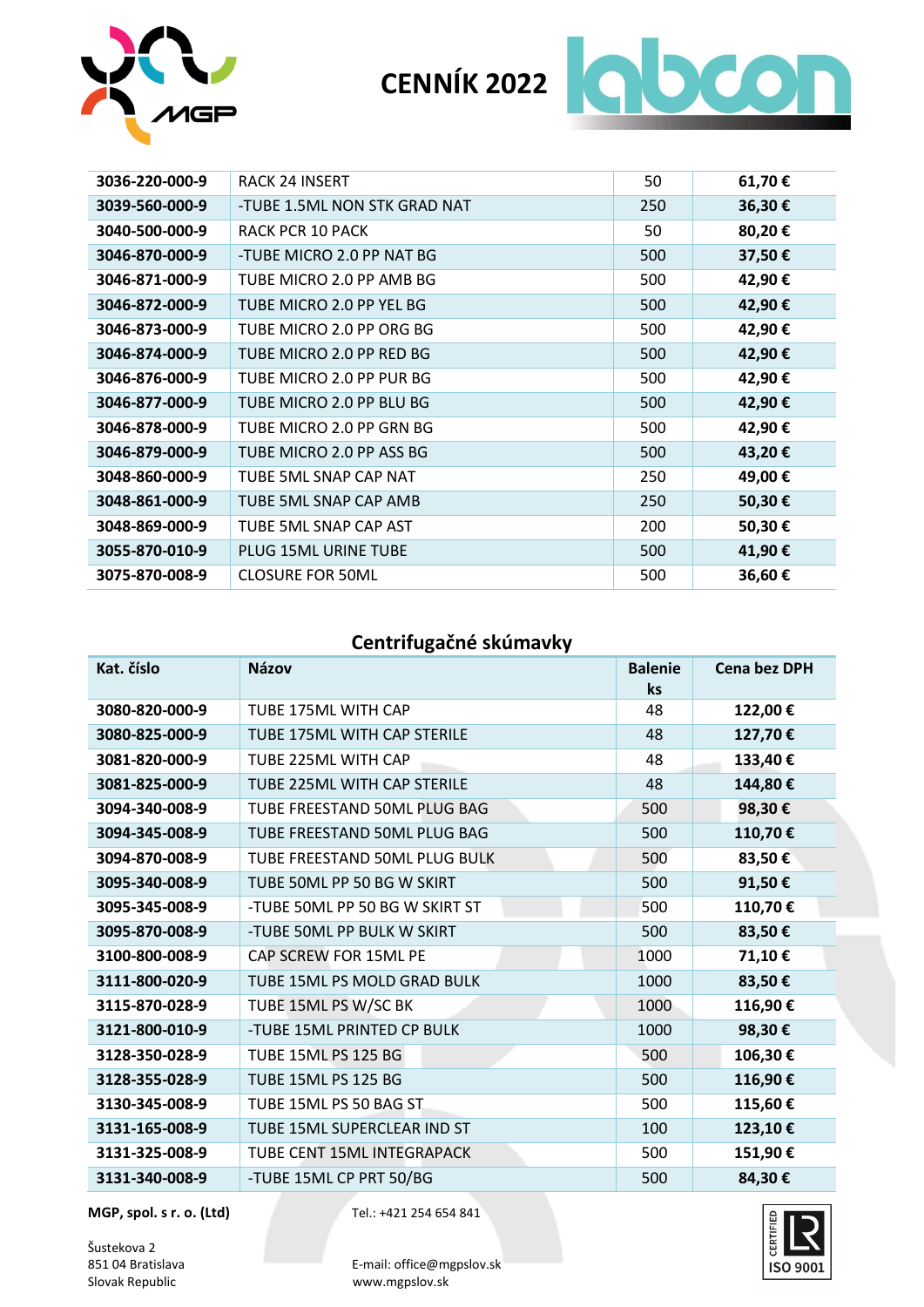# CENNÍK 2022

| | | | |
|---|---|---|---|
| **3036-220-000-9** | RACK 24 INSERT | 50 | **61,70 €** |
| **3039-560-000-9** | -TUBE 1.5ML NON STK GRAD NAT | 250 | **36,30 €** |
| **3040-500-000-9** | RACK PCR 10 PACK | 50 | **80,20 €** |
| **3046-870-000-9** | -TUBE MICRO 2.0 PP NAT BG | 500 | **37,50 €** |
| **3046-871-000-9** | TUBE MICRO 2.0 PP AMB BG | 500 | **42,90 €** |
| **3046-872-000-9** | TUBE MICRO 2.0 PP YEL BG | 500 | **42,90 €** |
| **3046-873-000-9** | TUBE MICRO 2.0 PP ORG BG | 500 | **42,90 €** |
| **3046-874-000-9** | TUBE MICRO 2.0 PP RED BG | 500 | **42,90 €** |
| **3046-876-000-9** | TUBE MICRO 2.0 PP PUR BG | 500 | **42,90 €** |
| **3046-877-000-9** | TUBE MICRO 2.0 PP BLU BG | 500 | **42,90 €** |
| **3046-878-000-9** | TUBE MICRO 2.0 PP GRN BG | 500 | **42,90 €** |
| **3046-879-000-9** | TUBE MICRO 2.0 PP ASS BG | 500 | **43,20 €** |
| **3048-860-000-9** | TUBE 5ML SNAP CAP NAT | 250 | **49,00 €** |
| **3048-861-000-9** | TUBE 5ML SNAP CAP AMB | 250 | **50,30 €** |
| **3048-869-000-9** | TUBE 5ML SNAP CAP AST | 200 | **50,30 €** |
| **3055-870-010-9** | PLUG 15ML URINE TUBE | 500 | **41,90 €** |
| **3075-870-008-9** | CLOSURE FOR 50ML | 500 | **36,60 €** |

## Centrifugačné skúmavky

| Kat. číslo | Názov | Balenie ks | Cena bez DPH |
|---|---|---|---|
| **3080-820-000-9** | TUBE 175ML WITH CAP | 48 | **122,00 €** |
| **3080-825-000-9** | TUBE 175ML WITH CAP STERILE | 48 | **127,70 €** |
| **3081-820-000-9** | TUBE 225ML WITH CAP | 48 | **133,40 €** |
| **3081-825-000-9** | TUBE 225ML WITH CAP STERILE | 48 | **144,80 €** |
| **3094-340-008-9** | TUBE FREESTAND 50ML PLUG BAG | 500 | **98,30 €** |
| **3094-345-008-9** | TUBE FREESTAND 50ML PLUG BAG | 500 | **110,70 €** |
| **3094-870-008-9** | TUBE FREESTAND 50ML PLUG BULK | 500 | **83,50 €** |
| **3095-340-008-9** | TUBE 50ML PP 50 BG W SKIRT | 500 | **91,50 €** |
| **3095-345-008-9** | -TUBE 50ML PP 50 BG W SKIRT ST | 500 | **110,70 €** |
| **3095-870-008-9** | -TUBE 50ML PP BULK W SKIRT | 500 | **83,50 €** |
| **3100-800-008-9** | CAP SCREW FOR 15ML PE | 1000 | **71,10 €** |
| **3111-800-020-9** | TUBE 15ML PS MOLD GRAD BULK | 1000 | **83,50 €** |
| **3115-870-028-9** | TUBE 15ML PS W/SC BK | 1000 | **116,90 €** |
| **3121-800-010-9** | -TUBE 15ML PRINTED CP BULK | 1000 | **98,30 €** |
| **3128-350-028-9** | TUBE 15ML PS 125 BG | 500 | **106,30 €** |
| **3128-355-028-9** | TUBE 15ML PS 125 BG | 500 | **116,90 €** |
| **3130-345-008-9** | TUBE 15ML PS 50 BAG ST | 500 | **115,60 €** |
| **3131-165-008-9** | TUBE 15ML SUPERCLEAR IND ST | 100 | **123,10 €** |
| **3131-325-008-9** | TUBE CENT 15ML INTEGRAPACK | 500 | **151,90 €** |
| **3131-340-008-9** | -TUBE 15ML CP PRT 50/BG | 500 | **84,30 €** |

**MGP, spol. s r. o. (Ltd)**
Šustekova 2
851 04 Bratislava
Slovak Republic

Tel.: +421 254 654 841
E-mail: office@mgpslov.sk
www.mgpslov.sk

CERTIFIED ISO 9001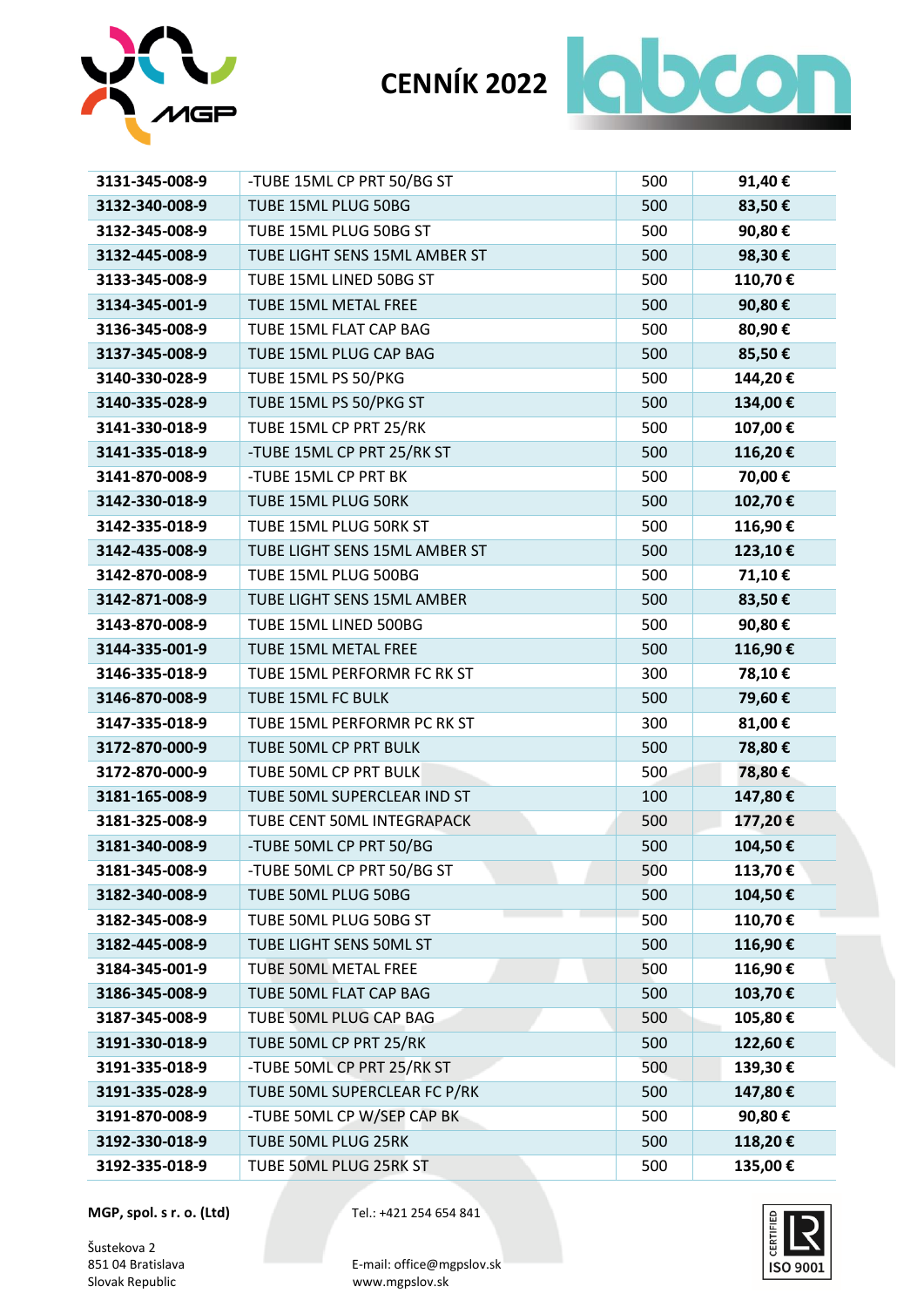# CENNÍK 2022

| | | | |
|---|---|---|---|
| **3131-345-008-9** | -TUBE 15ML CP PRT 50/BG ST | 500 | **91,40 €** |
| **3132-340-008-9** | TUBE 15ML PLUG 50BG | 500 | **83,50 €** |
| **3132-345-008-9** | TUBE 15ML PLUG 50BG ST | 500 | **90,80 €** |
| **3132-445-008-9** | TUBE LIGHT SENS 15ML AMBER ST | 500 | **98,30 €** |
| **3133-345-008-9** | TUBE 15ML LINED 50BG ST | 500 | **110,70 €** |
| **3134-345-001-9** | TUBE 15ML METAL FREE | 500 | **90,80 €** |
| **3136-345-008-9** | TUBE 15ML FLAT CAP BAG | 500 | **80,90 €** |
| **3137-345-008-9** | TUBE 15ML PLUG CAP BAG | 500 | **85,50 €** |
| **3140-330-028-9** | TUBE 15ML PS 50/PKG | 500 | **144,20 €** |
| **3140-335-028-9** | TUBE 15ML PS 50/PKG ST | 500 | **134,00 €** |
| **3141-330-018-9** | TUBE 15ML CP PRT 25/RK | 500 | **107,00 €** |
| **3141-335-018-9** | -TUBE 15ML CP PRT 25/RK ST | 500 | **116,20 €** |
| **3141-870-008-9** | -TUBE 15ML CP PRT BK | 500 | **70,00 €** |
| **3142-330-018-9** | TUBE 15ML PLUG 50RK | 500 | **102,70 €** |
| **3142-335-018-9** | TUBE 15ML PLUG 50RK ST | 500 | **116,90 €** |
| **3142-435-008-9** | TUBE LIGHT SENS 15ML AMBER ST | 500 | **123,10 €** |
| **3142-870-008-9** | TUBE 15ML PLUG 500BG | 500 | **71,10 €** |
| **3142-871-008-9** | TUBE LIGHT SENS 15ML AMBER | 500 | **83,50 €** |
| **3143-870-008-9** | TUBE 15ML LINED 500BG | 500 | **90,80 €** |
| **3144-335-001-9** | TUBE 15ML METAL FREE | 500 | **116,90 €** |
| **3146-335-018-9** | TUBE 15ML PERFORMR FC RK ST | 300 | **78,10 €** |
| **3146-870-008-9** | TUBE 15ML FC BULK | 500 | **79,60 €** |
| **3147-335-018-9** | TUBE 15ML PERFORMR PC RK ST | 300 | **81,00 €** |
| **3172-870-000-9** | TUBE 50ML CP PRT BULK | 500 | **78,80 €** |
| **3172-870-000-9** | TUBE 50ML CP PRT BULK | 500 | **78,80 €** |
| **3181-165-008-9** | TUBE 50ML SUPERCLEAR IND ST | 100 | **147,80 €** |
| **3181-325-008-9** | TUBE CENT 50ML INTEGRAPACK | 500 | **177,20 €** |
| **3181-340-008-9** | -TUBE 50ML CP PRT 50/BG | 500 | **104,50 €** |
| **3181-345-008-9** | -TUBE 50ML CP PRT 50/BG ST | 500 | **113,70 €** |
| **3182-340-008-9** | TUBE 50ML PLUG 50BG | 500 | **104,50 €** |
| **3182-345-008-9** | TUBE 50ML PLUG 50BG ST | 500 | **110,70 €** |
| **3182-445-008-9** | TUBE LIGHT SENS 50ML ST | 500 | **116,90 €** |
| **3184-345-001-9** | TUBE 50ML METAL FREE | 500 | **116,90 €** |
| **3186-345-008-9** | TUBE 50ML FLAT CAP BAG | 500 | **103,70 €** |
| **3187-345-008-9** | TUBE 50ML PLUG CAP BAG | 500 | **105,80 €** |
| **3191-330-018-9** | TUBE 50ML CP PRT 25/RK | 500 | **122,60 €** |
| **3191-335-018-9** | -TUBE 50ML CP PRT 25/RK ST | 500 | **139,30 €** |
| **3191-335-028-9** | TUBE 50ML SUPERCLEAR FC P/RK | 500 | **147,80 €** |
| **3191-870-008-9** | -TUBE 50ML CP W/SEP CAP BK | 500 | **90,80 €** |
| **3192-330-018-9** | TUBE 50ML PLUG 25RK | 500 | **118,20 €** |
| **3192-335-018-9** | TUBE 50ML PLUG 25RK ST | 500 | **135,00 €** |

**MGP, spol. s r. o. (Ltd)**

Šustekova 2
851 04 Bratislava
Slovak Republic

Tel.: +421 254 654 841

E-mail: office@mgpslov.sk
www.mgpslov.sk

CERTIFIED ISO 9001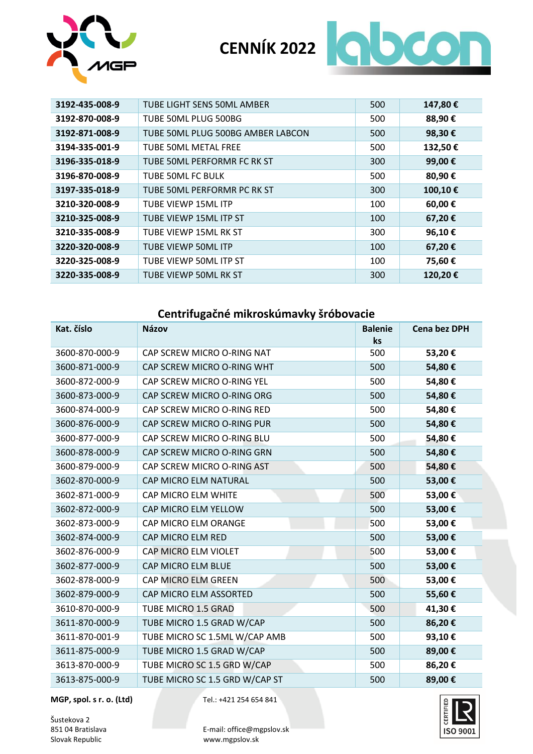# CENNÍK 2022

| | | | |
|---|---|---|---|
| **3192-435-008-9** | TUBE LIGHT SENS 50ML AMBER | 500 | **147,80 €** |
| **3192-870-008-9** | TUBE 50ML PLUG 500BG | 500 | **88,90 €** |
| **3192-871-008-9** | TUBE 50ML PLUG 500BG AMBER LABCON | 500 | **98,30 €** |
| **3194-335-001-9** | TUBE 50ML METAL FREE | 500 | **132,50 €** |
| **3196-335-018-9** | TUBE 50ML PERFORMR FC RK ST | 300 | **99,00 €** |
| **3196-870-008-9** | TUBE 50ML FC BULK | 500 | **80,90 €** |
| **3197-335-018-9** | TUBE 50ML PERFORMR PC RK ST | 300 | **100,10 €** |
| **3210-320-008-9** | TUBE VIEWP 15ML ITP | 100 | **60,00 €** |
| **3210-325-008-9** | TUBE VIEWP 15ML ITP ST | 100 | **67,20 €** |
| **3210-335-008-9** | TUBE VIEWP 15ML RK ST | 300 | **96,10 €** |
| **3220-320-008-9** | TUBE VIEWP 50ML ITP | 100 | **67,20 €** |
| **3220-325-008-9** | TUBE VIEWP 50ML ITP ST | 100 | **75,60 €** |
| **3220-335-008-9** | TUBE VIEWP 50ML RK ST | 300 | **120,20 €** |

## Centrifugačné mikroskúmavky šróbovacie

| Kat. číslo | Názov | Balenie ks | Cena bez DPH |
|---|---|---|---|
| 3600-870-000-9 | CAP SCREW MICRO O-RING NAT | 500 | **53,20 €** |
| 3600-871-000-9 | CAP SCREW MICRO O-RING WHT | 500 | **54,80 €** |
| 3600-872-000-9 | CAP SCREW MICRO O-RING YEL | 500 | **54,80 €** |
| 3600-873-000-9 | CAP SCREW MICRO O-RING ORG | 500 | **54,80 €** |
| 3600-874-000-9 | CAP SCREW MICRO O-RING RED | 500 | **54,80 €** |
| 3600-876-000-9 | CAP SCREW MICRO O-RING PUR | 500 | **54,80 €** |
| 3600-877-000-9 | CAP SCREW MICRO O-RING BLU | 500 | **54,80 €** |
| 3600-878-000-9 | CAP SCREW MICRO O-RING GRN | 500 | **54,80 €** |
| 3600-879-000-9 | CAP SCREW MICRO O-RING AST | 500 | **54,80 €** |
| 3602-870-000-9 | CAP MICRO ELM NATURAL | 500 | **53,00 €** |
| 3602-871-000-9 | CAP MICRO ELM WHITE | 500 | **53,00 €** |
| 3602-872-000-9 | CAP MICRO ELM YELLOW | 500 | **53,00 €** |
| 3602-873-000-9 | CAP MICRO ELM ORANGE | 500 | **53,00 €** |
| 3602-874-000-9 | CAP MICRO ELM RED | 500 | **53,00 €** |
| 3602-876-000-9 | CAP MICRO ELM VIOLET | 500 | **53,00 €** |
| 3602-877-000-9 | CAP MICRO ELM BLUE | 500 | **53,00 €** |
| 3602-878-000-9 | CAP MICRO ELM GREEN | 500 | **53,00 €** |
| 3602-879-000-9 | CAP MICRO ELM ASSORTED | 500 | **55,60 €** |
| 3610-870-000-9 | TUBE MICRO 1.5 GRAD | 500 | **41,30 €** |
| 3611-870-000-9 | TUBE MICRO 1.5 GRAD W/CAP | 500 | **86,20 €** |
| 3611-870-001-9 | TUBE MICRO SC 1.5ML W/CAP AMB | 500 | **93,10 €** |
| 3611-875-000-9 | TUBE MICRO 1.5 GRAD W/CAP | 500 | **89,00 €** |
| 3613-870-000-9 | TUBE MICRO SC 1.5 GRD W/CAP | 500 | **86,20 €** |
| 3613-875-000-9 | TUBE MICRO SC 1.5 GRD W/CAP ST | 500 | **89,00 €** |

**MGP, spol. s r. o. (Ltd)**

Šustekova 2
851 04 Bratislava
Slovak Republic

Tel.: +421 254 654 841

E-mail: office@mgpslov.sk
www.mgpslov.sk

CERTIFIED ISO 9001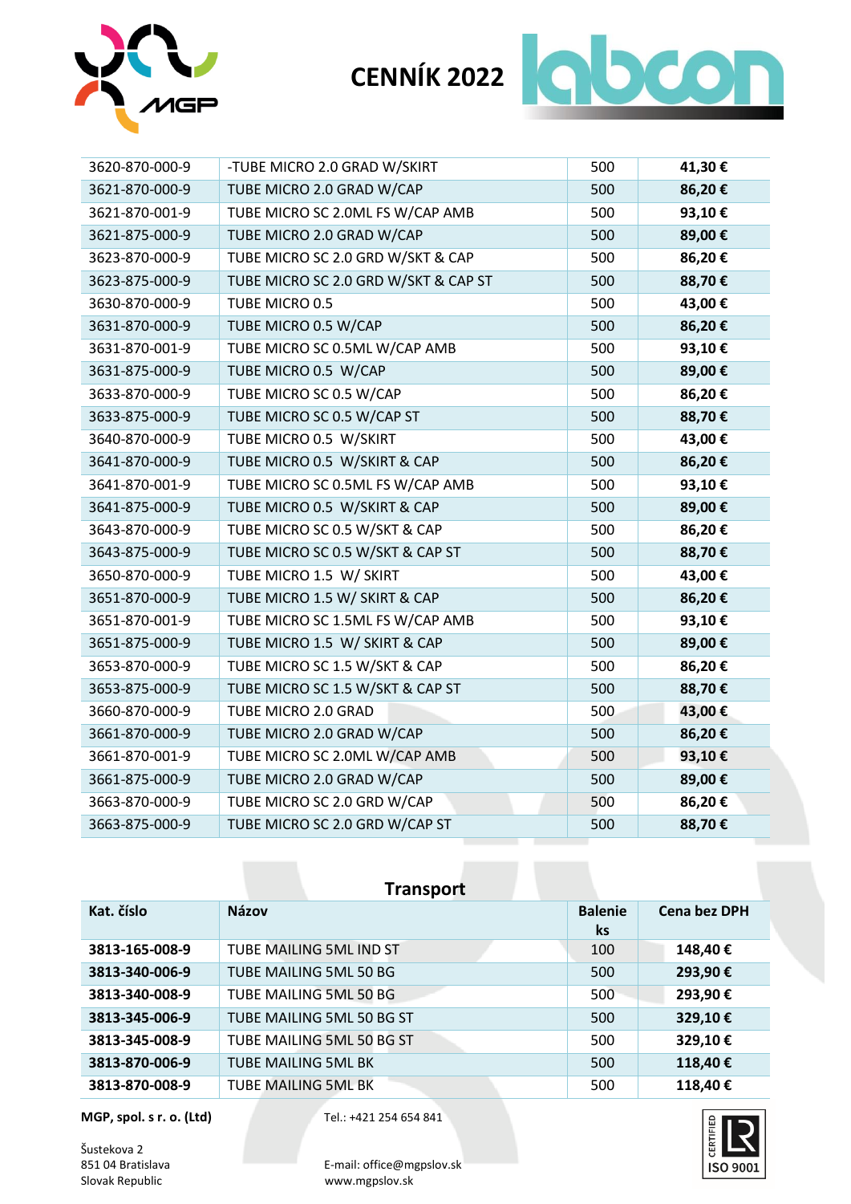# CENNÍK 2022

| | | | |
|---|---|---|---|
| 3620-870-000-9 | -TUBE MICRO 2.0 GRAD W/SKIRT | 500 | **41,30 €** |
| 3621-870-000-9 | TUBE MICRO 2.0 GRAD W/CAP | 500 | **86,20 €** |
| 3621-870-001-9 | TUBE MICRO SC 2.0ML FS W/CAP AMB | 500 | **93,10 €** |
| 3621-875-000-9 | TUBE MICRO 2.0 GRAD W/CAP | 500 | **89,00 €** |
| 3623-870-000-9 | TUBE MICRO SC 2.0 GRD W/SKT & CAP | 500 | **86,20 €** |
| 3623-875-000-9 | TUBE MICRO SC 2.0 GRD W/SKT & CAP ST | 500 | **88,70 €** |
| 3630-870-000-9 | TUBE MICRO 0.5 | 500 | **43,00 €** |
| 3631-870-000-9 | TUBE MICRO 0.5 W/CAP | 500 | **86,20 €** |
| 3631-870-001-9 | TUBE MICRO SC 0.5ML W/CAP AMB | 500 | **93,10 €** |
| 3631-875-000-9 | TUBE MICRO 0.5 W/CAP | 500 | **89,00 €** |
| 3633-870-000-9 | TUBE MICRO SC 0.5 W/CAP | 500 | **86,20 €** |
| 3633-875-000-9 | TUBE MICRO SC 0.5 W/CAP ST | 500 | **88,70 €** |
| 3640-870-000-9 | TUBE MICRO 0.5 W/SKIRT | 500 | **43,00 €** |
| 3641-870-000-9 | TUBE MICRO 0.5 W/SKIRT & CAP | 500 | **86,20 €** |
| 3641-870-001-9 | TUBE MICRO SC 0.5ML FS W/CAP AMB | 500 | **93,10 €** |
| 3641-875-000-9 | TUBE MICRO 0.5 W/SKIRT & CAP | 500 | **89,00 €** |
| 3643-870-000-9 | TUBE MICRO SC 0.5 W/SKT & CAP | 500 | **86,20 €** |
| 3643-875-000-9 | TUBE MICRO SC 0.5 W/SKT & CAP ST | 500 | **88,70 €** |
| 3650-870-000-9 | TUBE MICRO 1.5 W/ SKIRT | 500 | **43,00 €** |
| 3651-870-000-9 | TUBE MICRO 1.5 W/ SKIRT & CAP | 500 | **86,20 €** |
| 3651-870-001-9 | TUBE MICRO SC 1.5ML FS W/CAP AMB | 500 | **93,10 €** |
| 3651-875-000-9 | TUBE MICRO 1.5 W/ SKIRT & CAP | 500 | **89,00 €** |
| 3653-870-000-9 | TUBE MICRO SC 1.5 W/SKT & CAP | 500 | **86,20 €** |
| 3653-875-000-9 | TUBE MICRO SC 1.5 W/SKT & CAP ST | 500 | **88,70 €** |
| 3660-870-000-9 | TUBE MICRO 2.0 GRAD | 500 | **43,00 €** |
| 3661-870-000-9 | TUBE MICRO 2.0 GRAD W/CAP | 500 | **86,20 €** |
| 3661-870-001-9 | TUBE MICRO SC 2.0ML W/CAP AMB | 500 | **93,10 €** |
| 3661-875-000-9 | TUBE MICRO 2.0 GRAD W/CAP | 500 | **89,00 €** |
| 3663-870-000-9 | TUBE MICRO SC 2.0 GRD W/CAP | 500 | **86,20 €** |
| 3663-875-000-9 | TUBE MICRO SC 2.0 GRD W/CAP ST | 500 | **88,70 €** |

## Transport

| Kat. číslo | Názov | Balenie ks | Cena bez DPH |
|---|---|---|---|
| **3813-165-008-9** | TUBE MAILING 5ML IND ST | 100 | **148,40 €** |
| **3813-340-006-9** | TUBE MAILING 5ML 50 BG | 500 | **293,90 €** |
| **3813-340-008-9** | TUBE MAILING 5ML 50 BG | 500 | **293,90 €** |
| **3813-345-006-9** | TUBE MAILING 5ML 50 BG ST | 500 | **329,10 €** |
| **3813-345-008-9** | TUBE MAILING 5ML 50 BG ST | 500 | **329,10 €** |
| **3813-870-006-9** | TUBE MAILING 5ML BK | 500 | **118,40 €** |
| **3813-870-008-9** | TUBE MAILING 5ML BK | 500 | **118,40 €** |

**MGP, spol. s r. o. (Ltd)**
Šustekova 2
851 04 Bratislava
Slovak Republic

Tel.: +421 254 654 841
E-mail: office@mgpslov.sk
www.mgpslov.sk

CERTIFIED ISO 9001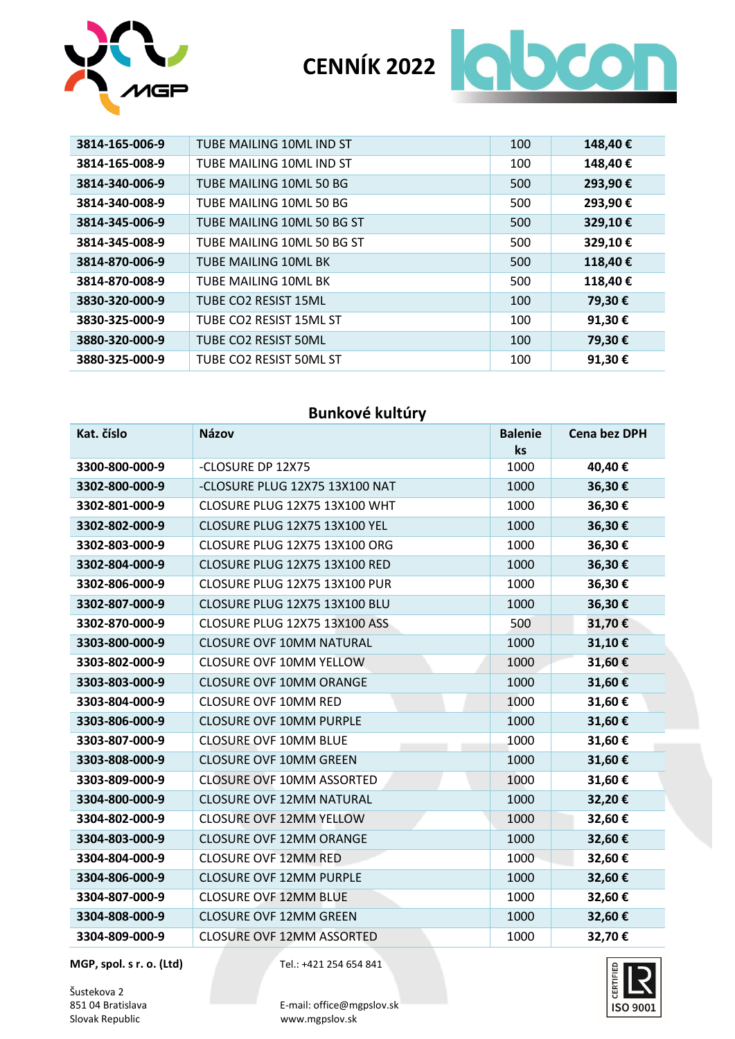CENNÍK 2022

| | | | |
|---|---|---|---|
| **3814-165-006-9** | TUBE MAILING 10ML IND ST | 100 | **148,40 €** |
| **3814-165-008-9** | TUBE MAILING 10ML IND ST | 100 | **148,40 €** |
| **3814-340-006-9** | TUBE MAILING 10ML 50 BG | 500 | **293,90 €** |
| **3814-340-008-9** | TUBE MAILING 10ML 50 BG | 500 | **293,90 €** |
| **3814-345-006-9** | TUBE MAILING 10ML 50 BG ST | 500 | **329,10 €** |
| **3814-345-008-9** | TUBE MAILING 10ML 50 BG ST | 500 | **329,10 €** |
| **3814-870-006-9** | TUBE MAILING 10ML BK | 500 | **118,40 €** |
| **3814-870-008-9** | TUBE MAILING 10ML BK | 500 | **118,40 €** |
| **3830-320-000-9** | TUBE CO2 RESIST 15ML | 100 | **79,30 €** |
| **3830-325-000-9** | TUBE CO2 RESIST 15ML ST | 100 | **91,30 €** |
| **3880-320-000-9** | TUBE CO2 RESIST 50ML | 100 | **79,30 €** |
| **3880-325-000-9** | TUBE CO2 RESIST 50ML ST | 100 | **91,30 €** |

## Bunkové kultúry

| Kat. číslo | Názov | Balenie ks | Cena bez DPH |
|---|---|---|---|
| **3300-800-000-9** | -CLOSURE DP 12X75 | 1000 | **40,40 €** |
| **3302-800-000-9** | -CLOSURE PLUG 12X75 13X100 NAT | 1000 | **36,30 €** |
| **3302-801-000-9** | CLOSURE PLUG 12X75 13X100 WHT | 1000 | **36,30 €** |
| **3302-802-000-9** | CLOSURE PLUG 12X75 13X100 YEL | 1000 | **36,30 €** |
| **3302-803-000-9** | CLOSURE PLUG 12X75 13X100 ORG | 1000 | **36,30 €** |
| **3302-804-000-9** | CLOSURE PLUG 12X75 13X100 RED | 1000 | **36,30 €** |
| **3302-806-000-9** | CLOSURE PLUG 12X75 13X100 PUR | 1000 | **36,30 €** |
| **3302-807-000-9** | CLOSURE PLUG 12X75 13X100 BLU | 1000 | **36,30 €** |
| **3302-870-000-9** | CLOSURE PLUG 12X75 13X100 ASS | 500 | **31,70 €** |
| **3303-800-000-9** | CLOSURE OVF 10MM NATURAL | 1000 | **31,10 €** |
| **3303-802-000-9** | CLOSURE OVF 10MM YELLOW | 1000 | **31,60 €** |
| **3303-803-000-9** | CLOSURE OVF 10MM ORANGE | 1000 | **31,60 €** |
| **3303-804-000-9** | CLOSURE OVF 10MM RED | 1000 | **31,60 €** |
| **3303-806-000-9** | CLOSURE OVF 10MM PURPLE | 1000 | **31,60 €** |
| **3303-807-000-9** | CLOSURE OVF 10MM BLUE | 1000 | **31,60 €** |
| **3303-808-000-9** | CLOSURE OVF 10MM GREEN | 1000 | **31,60 €** |
| **3303-809-000-9** | CLOSURE OVF 10MM ASSORTED | 1000 | **31,60 €** |
| **3304-800-000-9** | CLOSURE OVF 12MM NATURAL | 1000 | **32,20 €** |
| **3304-802-000-9** | CLOSURE OVF 12MM YELLOW | 1000 | **32,60 €** |
| **3304-803-000-9** | CLOSURE OVF 12MM ORANGE | 1000 | **32,60 €** |
| **3304-804-000-9** | CLOSURE OVF 12MM RED | 1000 | **32,60 €** |
| **3304-806-000-9** | CLOSURE OVF 12MM PURPLE | 1000 | **32,60 €** |
| **3304-807-000-9** | CLOSURE OVF 12MM BLUE | 1000 | **32,60 €** |
| **3304-808-000-9** | CLOSURE OVF 12MM GREEN | 1000 | **32,60 €** |
| **3304-809-000-9** | CLOSURE OVF 12MM ASSORTED | 1000 | **32,70 €** |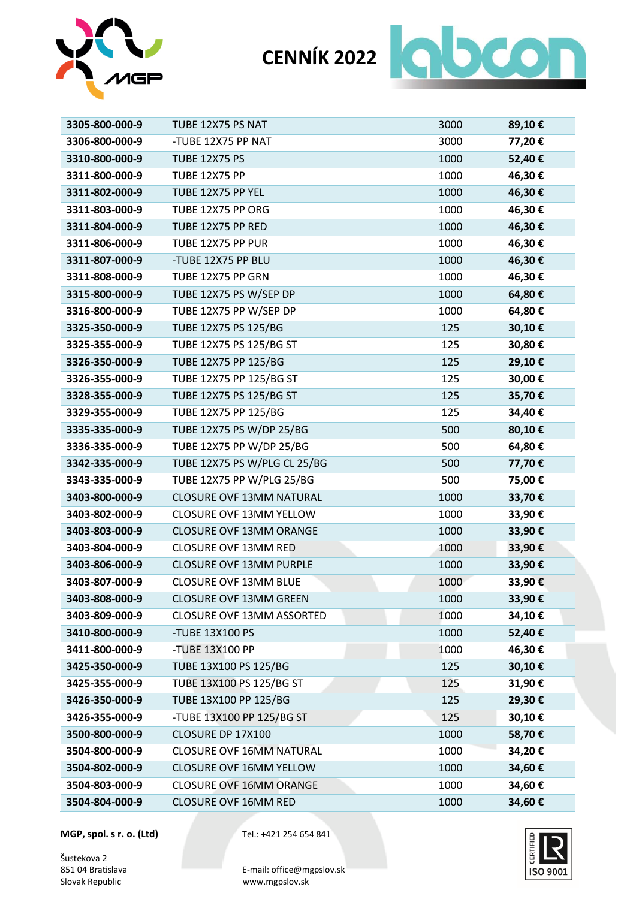# CENNÍK 2022

| 3305-800-000-9 | TUBE 12X75 PS NAT | 3000 | 89,10 € |
|---|---|---|---|
| 3306-800-000-9 | -TUBE 12X75 PP NAT | 3000 | 77,20 € |
| 3310-800-000-9 | TUBE 12X75 PS | 1000 | 52,40 € |
| 3311-800-000-9 | TUBE 12X75 PP | 1000 | 46,30 € |
| 3311-802-000-9 | TUBE 12X75 PP YEL | 1000 | 46,30 € |
| 3311-803-000-9 | TUBE 12X75 PP ORG | 1000 | 46,30 € |
| 3311-804-000-9 | TUBE 12X75 PP RED | 1000 | 46,30 € |
| 3311-806-000-9 | TUBE 12X75 PP PUR | 1000 | 46,30 € |
| 3311-807-000-9 | -TUBE 12X75 PP BLU | 1000 | 46,30 € |
| 3311-808-000-9 | TUBE 12X75 PP GRN | 1000 | 46,30 € |
| 3315-800-000-9 | TUBE 12X75 PS W/SEP DP | 1000 | 64,80 € |
| 3316-800-000-9 | TUBE 12X75 PP W/SEP DP | 1000 | 64,80 € |
| 3325-350-000-9 | TUBE 12X75 PS 125/BG | 125 | 30,10 € |
| 3325-355-000-9 | TUBE 12X75 PS 125/BG ST | 125 | 30,80 € |
| 3326-350-000-9 | TUBE 12X75 PP 125/BG | 125 | 29,10 € |
| 3326-355-000-9 | TUBE 12X75 PP 125/BG ST | 125 | 30,00 € |
| 3328-355-000-9 | TUBE 12X75 PS 125/BG ST | 125 | 35,70 € |
| 3329-355-000-9 | TUBE 12X75 PP 125/BG | 125 | 34,40 € |
| 3335-335-000-9 | TUBE 12X75 PS W/DP 25/BG | 500 | 80,10 € |
| 3336-335-000-9 | TUBE 12X75 PP W/DP 25/BG | 500 | 64,80 € |
| 3342-335-000-9 | TUBE 12X75 PS W/PLG CL 25/BG | 500 | 77,70 € |
| 3343-335-000-9 | TUBE 12X75 PP W/PLG 25/BG | 500 | 75,00 € |
| 3403-800-000-9 | CLOSURE OVF 13MM NATURAL | 1000 | 33,70 € |
| 3403-802-000-9 | CLOSURE OVF 13MM YELLOW | 1000 | 33,90 € |
| 3403-803-000-9 | CLOSURE OVF 13MM ORANGE | 1000 | 33,90 € |
| 3403-804-000-9 | CLOSURE OVF 13MM RED | 1000 | 33,90 € |
| 3403-806-000-9 | CLOSURE OVF 13MM PURPLE | 1000 | 33,90 € |
| 3403-807-000-9 | CLOSURE OVF 13MM BLUE | 1000 | 33,90 € |
| 3403-808-000-9 | CLOSURE OVF 13MM GREEN | 1000 | 33,90 € |
| 3403-809-000-9 | CLOSURE OVF 13MM ASSORTED | 1000 | 34,10 € |
| 3410-800-000-9 | -TUBE 13X100 PS | 1000 | 52,40 € |
| 3411-800-000-9 | -TUBE 13X100 PP | 1000 | 46,30 € |
| 3425-350-000-9 | TUBE 13X100 PS 125/BG | 125 | 30,10 € |
| 3425-355-000-9 | TUBE 13X100 PS 125/BG ST | 125 | 31,90 € |
| 3426-350-000-9 | TUBE 13X100 PP 125/BG | 125 | 29,30 € |
| 3426-355-000-9 | -TUBE 13X100 PP 125/BG ST | 125 | 30,10 € |
| 3500-800-000-9 | CLOSURE DP 17X100 | 1000 | 58,70 € |
| 3504-800-000-9 | CLOSURE OVF 16MM NATURAL | 1000 | 34,20 € |
| 3504-802-000-9 | CLOSURE OVF 16MM YELLOW | 1000 | 34,60 € |
| 3504-803-000-9 | CLOSURE OVF 16MM ORANGE | 1000 | 34,60 € |
| 3504-804-000-9 | CLOSURE OVF 16MM RED | 1000 | 34,60 € |

**MGP, spol. s r. o. (Ltd)**
Šustekova 2
851 04 Bratislava
Slovak Republic

Tel.: +421 254 654 841

E-mail: office@mgpslov.sk
www.mgpslov.sk

CERTIFIED ISO 9001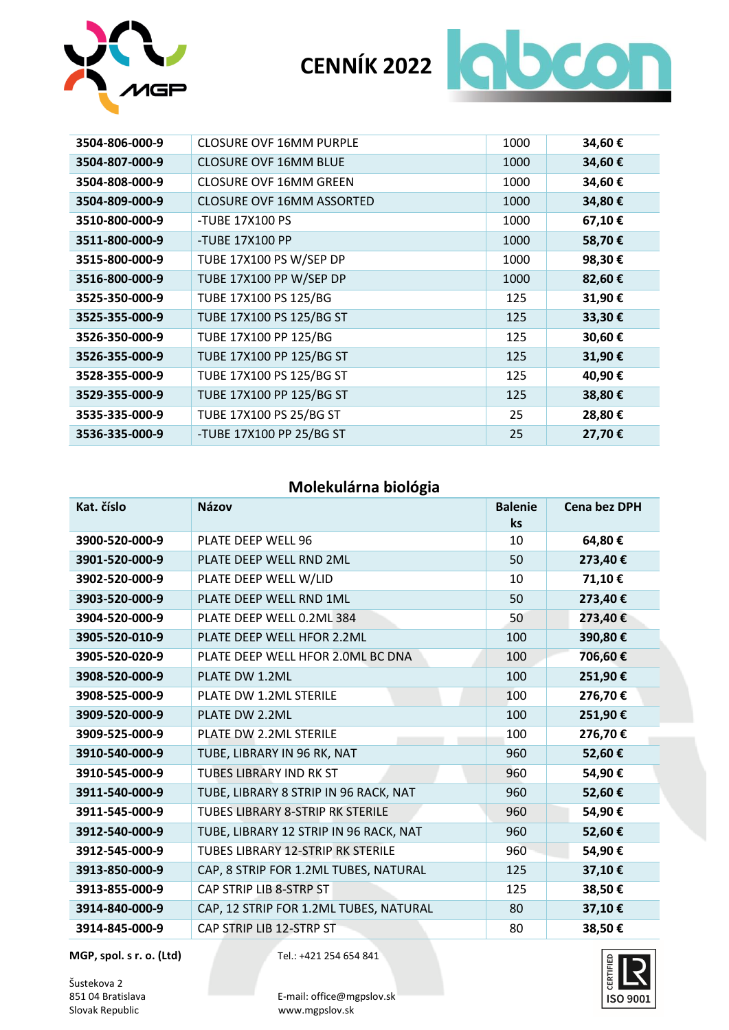# CENNÍK 2022

| 3504-806-000-9 | CLOSURE OVF 16MM PURPLE | 1000 | 34,60 € |
|---|---|---|---|
| 3504-807-000-9 | CLOSURE OVF 16MM BLUE | 1000 | 34,60 € |
| 3504-808-000-9 | CLOSURE OVF 16MM GREEN | 1000 | 34,60 € |
| 3504-809-000-9 | CLOSURE OVF 16MM ASSORTED | 1000 | 34,80 € |
| 3510-800-000-9 | -TUBE 17X100 PS | 1000 | 67,10 € |
| 3511-800-000-9 | -TUBE 17X100 PP | 1000 | 58,70 € |
| 3515-800-000-9 | TUBE 17X100 PS W/SEP DP | 1000 | 98,30 € |
| 3516-800-000-9 | TUBE 17X100 PP W/SEP DP | 1000 | 82,60 € |
| 3525-350-000-9 | TUBE 17X100 PS 125/BG | 125 | 31,90 € |
| 3525-355-000-9 | TUBE 17X100 PS 125/BG ST | 125 | 33,30 € |
| 3526-350-000-9 | TUBE 17X100 PP 125/BG | 125 | 30,60 € |
| 3526-355-000-9 | TUBE 17X100 PP 125/BG ST | 125 | 31,90 € |
| 3528-355-000-9 | TUBE 17X100 PS 125/BG ST | 125 | 40,90 € |
| 3529-355-000-9 | TUBE 17X100 PP 125/BG ST | 125 | 38,80 € |
| 3535-335-000-9 | TUBE 17X100 PS 25/BG ST | 25 | 28,80 € |
| 3536-335-000-9 | -TUBE 17X100 PP 25/BG ST | 25 | 27,70 € |

## Molekulárna biológia

| Kat. číslo | Názov | Balenie ks | Cena bez DPH |
|---|---|---|---|
| 3900-520-000-9 | PLATE DEEP WELL 96 | 10 | 64,80 € |
| 3901-520-000-9 | PLATE DEEP WELL RND 2ML | 50 | 273,40 € |
| 3902-520-000-9 | PLATE DEEP WELL W/LID | 10 | 71,10 € |
| 3903-520-000-9 | PLATE DEEP WELL RND 1ML | 50 | 273,40 € |
| 3904-520-000-9 | PLATE DEEP WELL 0.2ML 384 | 50 | 273,40 € |
| 3905-520-010-9 | PLATE DEEP WELL HFOR 2.2ML | 100 | 390,80 € |
| 3905-520-020-9 | PLATE DEEP WELL HFOR 2.0ML BC DNA | 100 | 706,60 € |
| 3908-520-000-9 | PLATE DW 1.2ML | 100 | 251,90 € |
| 3908-525-000-9 | PLATE DW 1.2ML STERILE | 100 | 276,70 € |
| 3909-520-000-9 | PLATE DW 2.2ML | 100 | 251,90 € |
| 3909-525-000-9 | PLATE DW 2.2ML STERILE | 100 | 276,70 € |
| 3910-540-000-9 | TUBE, LIBRARY IN 96 RK, NAT | 960 | 52,60 € |
| 3910-545-000-9 | TUBES LIBRARY IND RK ST | 960 | 54,90 € |
| 3911-540-000-9 | TUBE, LIBRARY 8 STRIP IN 96 RACK, NAT | 960 | 52,60 € |
| 3911-545-000-9 | TUBES LIBRARY 8-STRIP RK STERILE | 960 | 54,90 € |
| 3912-540-000-9 | TUBE, LIBRARY 12 STRIP IN 96 RACK, NAT | 960 | 52,60 € |
| 3912-545-000-9 | TUBES LIBRARY 12-STRIP RK STERILE | 960 | 54,90 € |
| 3913-850-000-9 | CAP, 8 STRIP FOR 1.2ML TUBES, NATURAL | 125 | 37,10 € |
| 3913-855-000-9 | CAP STRIP LIB 8-STRP ST | 125 | 38,50 € |
| 3914-840-000-9 | CAP, 12 STRIP FOR 1.2ML TUBES, NATURAL | 80 | 37,10 € |
| 3914-845-000-9 | CAP STRIP LIB 12-STRP ST | 80 | 38,50 € |

**MGP, spol. s r. o. (Ltd)**

Šustekova 2
851 04 Bratislava
Slovak Republic

Tel.: +421 254 654 841

E-mail: office@mgpslov.sk
www.mgpslov.sk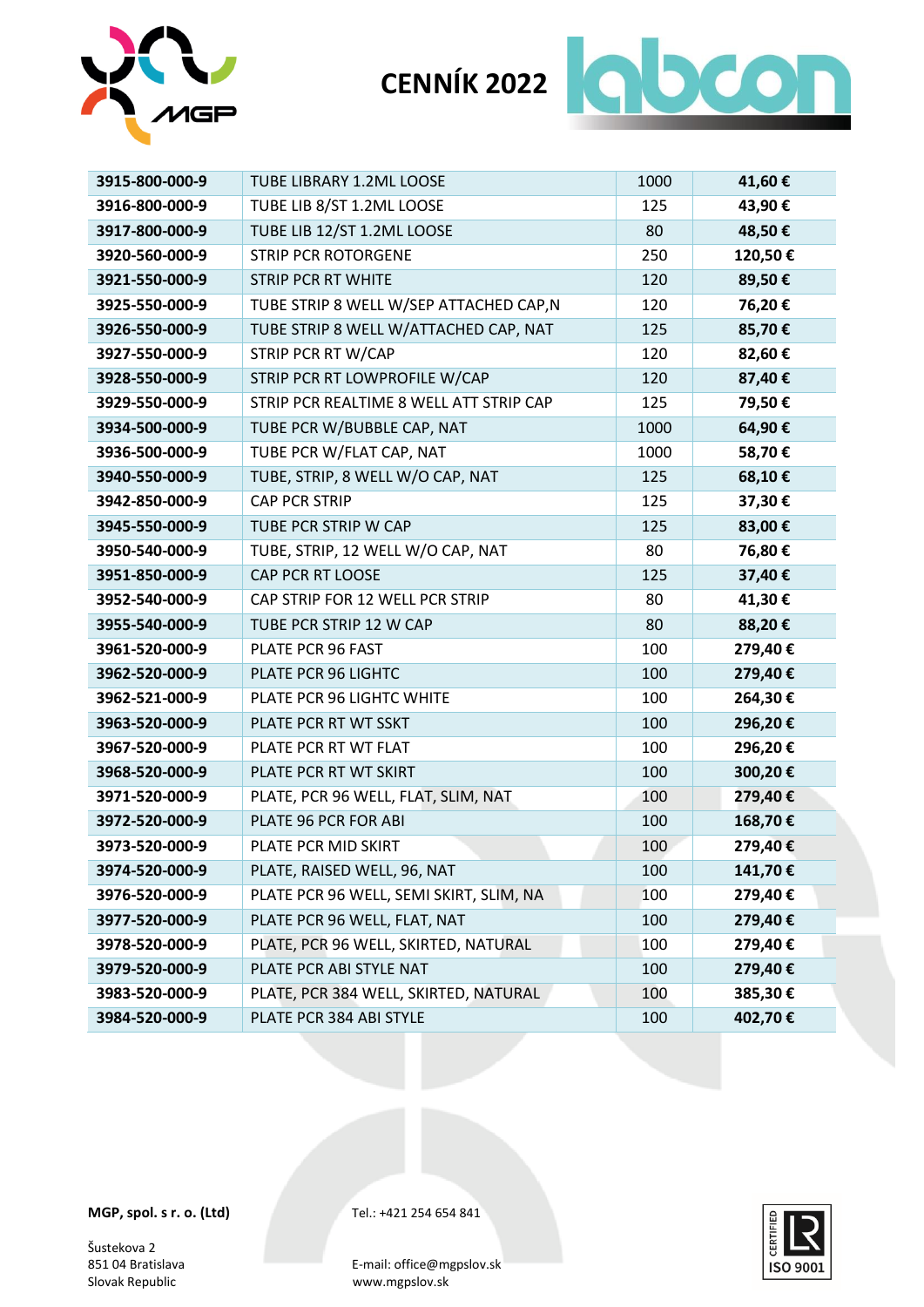# CENNÍK 2022

| | | | |
|---|---|---|---|
| **3915-800-000-9** | TUBE LIBRARY 1.2ML LOOSE | 1000 | **41,60 €** |
| **3916-800-000-9** | TUBE LIB 8/ST 1.2ML LOOSE | 125 | **43,90 €** |
| **3917-800-000-9** | TUBE LIB 12/ST 1.2ML LOOSE | 80 | **48,50 €** |
| **3920-560-000-9** | STRIP PCR ROTORGENE | 250 | **120,50 €** |
| **3921-550-000-9** | STRIP PCR RT WHITE | 120 | **89,50 €** |
| **3925-550-000-9** | TUBE STRIP 8 WELL W/SEP ATTACHED CAP,N | 120 | **76,20 €** |
| **3926-550-000-9** | TUBE STRIP 8 WELL W/ATTACHED CAP, NAT | 125 | **85,70 €** |
| **3927-550-000-9** | STRIP PCR RT W/CAP | 120 | **82,60 €** |
| **3928-550-000-9** | STRIP PCR RT LOWPROFILE W/CAP | 120 | **87,40 €** |
| **3929-550-000-9** | STRIP PCR REALTIME 8 WELL ATT STRIP CAP | 125 | **79,50 €** |
| **3934-500-000-9** | TUBE PCR W/BUBBLE CAP, NAT | 1000 | **64,90 €** |
| **3936-500-000-9** | TUBE PCR W/FLAT CAP, NAT | 1000 | **58,70 €** |
| **3940-550-000-9** | TUBE, STRIP, 8 WELL W/O CAP, NAT | 125 | **68,10 €** |
| **3942-850-000-9** | CAP PCR STRIP | 125 | **37,30 €** |
| **3945-550-000-9** | TUBE PCR STRIP W CAP | 125 | **83,00 €** |
| **3950-540-000-9** | TUBE, STRIP, 12 WELL W/O CAP, NAT | 80 | **76,80 €** |
| **3951-850-000-9** | CAP PCR RT LOOSE | 125 | **37,40 €** |
| **3952-540-000-9** | CAP STRIP FOR 12 WELL PCR STRIP | 80 | **41,30 €** |
| **3955-540-000-9** | TUBE PCR STRIP 12 W CAP | 80 | **88,20 €** |
| **3961-520-000-9** | PLATE PCR 96 FAST | 100 | **279,40 €** |
| **3962-520-000-9** | PLATE PCR 96 LIGHTC | 100 | **279,40 €** |
| **3962-521-000-9** | PLATE PCR 96 LIGHTC WHITE | 100 | **264,30 €** |
| **3963-520-000-9** | PLATE PCR RT WT SSKT | 100 | **296,20 €** |
| **3967-520-000-9** | PLATE PCR RT WT FLAT | 100 | **296,20 €** |
| **3968-520-000-9** | PLATE PCR RT WT SKIRT | 100 | **300,20 €** |
| **3971-520-000-9** | PLATE, PCR 96 WELL, FLAT, SLIM, NAT | 100 | **279,40 €** |
| **3972-520-000-9** | PLATE 96 PCR FOR ABI | 100 | **168,70 €** |
| **3973-520-000-9** | PLATE PCR MID SKIRT | 100 | **279,40 €** |
| **3974-520-000-9** | PLATE, RAISED WELL, 96, NAT | 100 | **141,70 €** |
| **3976-520-000-9** | PLATE PCR 96 WELL, SEMI SKIRT, SLIM, NA | 100 | **279,40 €** |
| **3977-520-000-9** | PLATE PCR 96 WELL, FLAT, NAT | 100 | **279,40 €** |
| **3978-520-000-9** | PLATE, PCR 96 WELL, SKIRTED, NATURAL | 100 | **279,40 €** |
| **3979-520-000-9** | PLATE PCR ABI STYLE NAT | 100 | **279,40 €** |
| **3983-520-000-9** | PLATE, PCR 384 WELL, SKIRTED, NATURAL | 100 | **385,30 €** |
| **3984-520-000-9** | PLATE PCR 384 ABI STYLE | 100 | **402,70 €** |

**MGP, spol. s r. o. (Ltd)**

Šustekova 2
851 04 Bratislava
Slovak Republic

Tel.: +421 254 654 841

E-mail: office@mgpslov.sk
www.mgpslov.sk

CERTIFIED ISO 9001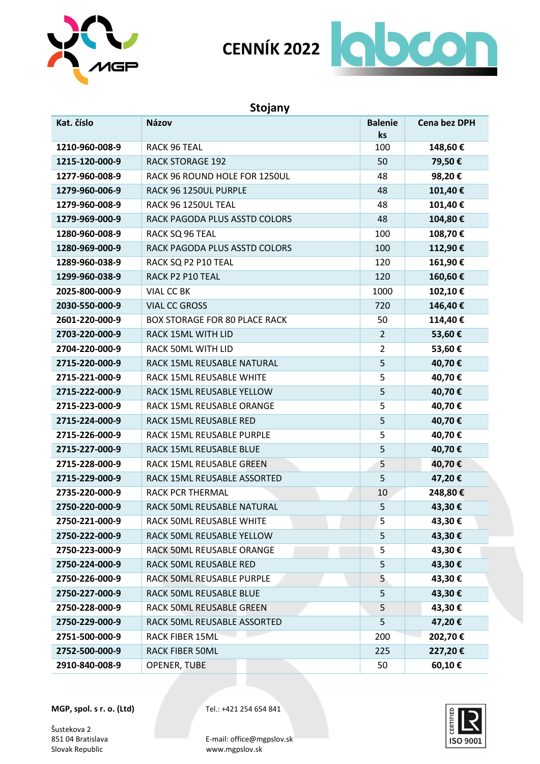# CENNÍK 2022

## Stojany

| Kat. číslo | Názov | Balenie ks | Cena bez DPH |
|---|---|---|---|
| **1210-960-008-9** | RACK 96 TEAL | 100 | **148,60 €** |
| **1215-120-000-9** | RACK STORAGE 192 | 50 | **79,50 €** |
| **1277-960-008-9** | RACK 96 ROUND HOLE FOR 1250UL | 48 | **98,20 €** |
| **1279-960-006-9** | RACK 96 1250UL PURPLE | 48 | **101,40 €** |
| **1279-960-008-9** | RACK 96 1250UL TEAL | 48 | **101,40 €** |
| **1279-969-000-9** | RACK PAGODA PLUS ASSTD COLORS | 48 | **104,80 €** |
| **1280-960-008-9** | RACK SQ 96 TEAL | 100 | **108,70 €** |
| **1280-969-000-9** | RACK PAGODA PLUS ASSTD COLORS | 100 | **112,90 €** |
| **1289-960-038-9** | RACK SQ P2 P10 TEAL | 120 | **161,90 €** |
| **1299-960-038-9** | RACK P2 P10 TEAL | 120 | **160,60 €** |
| **2025-800-000-9** | VIAL CC BK | 1000 | **102,10 €** |
| **2030-550-000-9** | VIAL CC GROSS | 720 | **146,40 €** |
| **2601-220-000-9** | BOX STORAGE FOR 80 PLACE RACK | 50 | **114,40 €** |
| **2703-220-000-9** | RACK 15ML WITH LID | 2 | **53,60 €** |
| **2704-220-000-9** | RACK 50ML WITH LID | 2 | **53,60 €** |
| **2715-220-000-9** | RACK 15ML REUSABLE NATURAL | 5 | **40,70 €** |
| **2715-221-000-9** | RACK 15ML REUSABLE WHITE | 5 | **40,70 €** |
| **2715-222-000-9** | RACK 15ML REUSABLE YELLOW | 5 | **40,70 €** |
| **2715-223-000-9** | RACK 15ML REUSABLE ORANGE | 5 | **40,70 €** |
| **2715-224-000-9** | RACK 15ML REUSABLE RED | 5 | **40,70 €** |
| **2715-226-000-9** | RACK 15ML REUSABLE PURPLE | 5 | **40,70 €** |
| **2715-227-000-9** | RACK 15ML REUSABLE BLUE | 5 | **40,70 €** |
| **2715-228-000-9** | RACK 15ML REUSABLE GREEN | 5 | **40,70 €** |
| **2715-229-000-9** | RACK 15ML REUSABLE ASSORTED | 5 | **47,20 €** |
| **2735-220-000-9** | RACK PCR THERMAL | 10 | **248,80 €** |
| **2750-220-000-9** | RACK 50ML REUSABLE NATURAL | 5 | **43,30 €** |
| **2750-221-000-9** | RACK 50ML REUSABLE WHITE | 5 | **43,30 €** |
| **2750-222-000-9** | RACK 50ML REUSABLE YELLOW | 5 | **43,30 €** |
| **2750-223-000-9** | RACK 50ML REUSABLE ORANGE | 5 | **43,30 €** |
| **2750-224-000-9** | RACK 50ML REUSABLE RED | 5 | **43,30 €** |
| **2750-226-000-9** | RACK 50ML REUSABLE PURPLE | 5 | **43,30 €** |
| **2750-227-000-9** | RACK 50ML REUSABLE BLUE | 5 | **43,30 €** |
| **2750-228-000-9** | RACK 50ML REUSABLE GREEN | 5 | **43,30 €** |
| **2750-229-000-9** | RACK 50ML REUSABLE ASSORTED | 5 | **47,20 €** |
| **2751-500-000-9** | RACK FIBER 15ML | 200 | **202,70 €** |
| **2752-500-000-9** | RACK FIBER 50ML | 225 | **227,20 €** |
| **2910-840-008-9** | OPENER, TUBE | 50 | **60,10 €** |

**MGP, spol. s r. o. (Ltd)**
Šustekova 2
851 04 Bratislava
Slovak Republic

Tel.: +421 254 654 841
E-mail: office@mgpslov.sk
www.mgpslov.sk

CERTIFIED ISO 9001